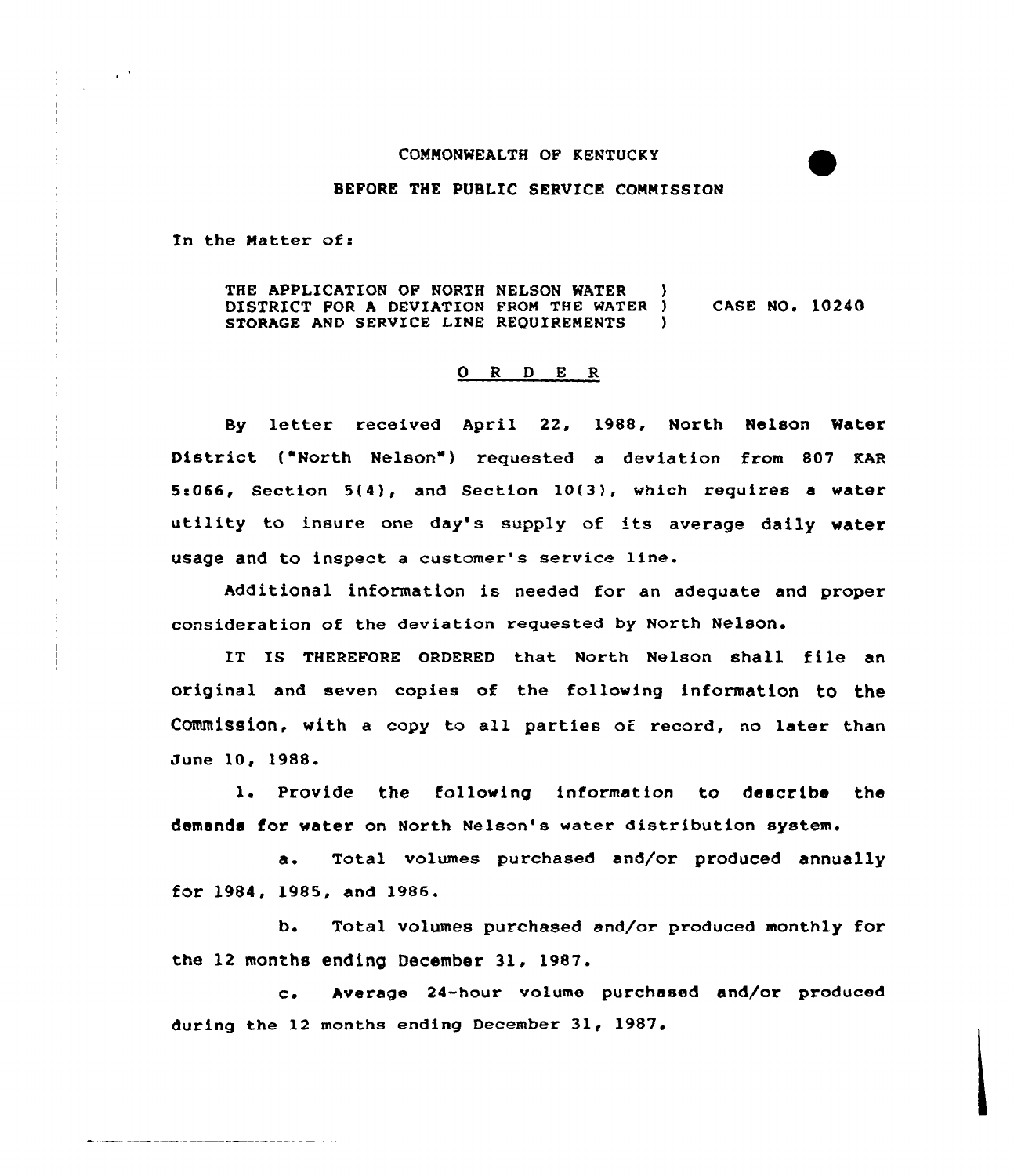COMMONWEALTH OF KENTUCKY

BEFORE THE PUBLIC SERVICE COMMISSION

In the Matter of:

| | | |
|---|---|---|
| THE APPLICATION OF NORTH NELSON WATER DISTRICT FOR A DEVIATION FROM THE WATER STORAGE AND SERVICE LINE REQUIREMENTS | ) ) ) | CASE NO. 10240 |

O R D E R

By letter received April 22, 1988, North Nelson Water District ("North Nelson") requested a deviation from 807 KAR 5:066, Section 5(4), and Section 10(3), which requires a water utility to insure one day's supply of its average daily water usage and to inspect a customer's service line.

Additional information is needed for an adequate and proper consideration of the deviation requested by North Nelson.

IT IS THEREFORE ORDERED that North Nelson shall file an original and seven copies of the following information to the Commission, with a copy to all parties of record, no later than June 10, 1988.

1. Provide the following information to describe the demands for water on North Nelson's water distribution system.

a. Total volumes purchased and/or produced annually for 1984, 1985, and 1986.

b. Total volumes purchased and/or produced monthly for the 12 months ending December 31, 1987.

c. Average 24-hour volume purchased and/or produced during the 12 months ending December 31, 1987.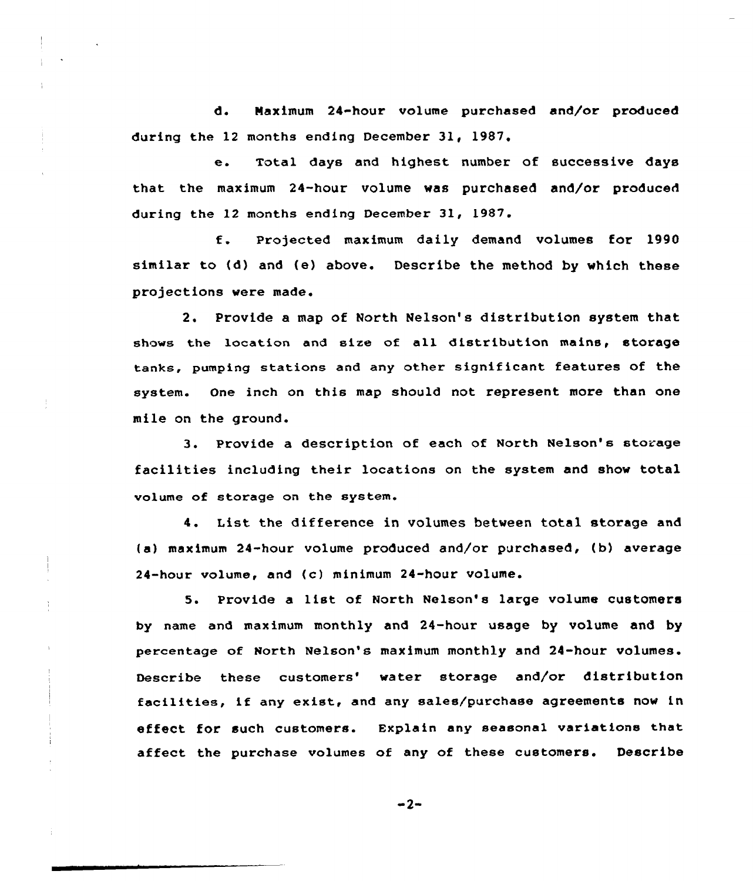d. Maximum 24-hour volume purchased and/or produced during the 12 months ending December 31, 1987.

e. Total days and highest number of successive days that the maximum 24-hour volume was purchased and/or produced during the 12 months ending December 31, 1987.

f. Projected maximum daily demand volumes for 1990 similar to (d) and (e) above. Describe the method by which these projections were made.

2. Provide a map of North Nelson's distribution system that shows the location and size of all distribution mains, storage tanks, pumping stations and any other significant features of the system. One inch on this map should not represent more than one mile on the ground.

3. Provide a description of each of North Nelson's storage facilities including their locations on the system and show total volume of storage on the system.

4. List the difference in volumes between total storage and (a) maximum 24-hour volume produced and/or purchased, (b) average 24-hour volume, and (c) minimum 24-hour volume.

5. Provide a list of North Nelson's large volume customers by name and maximum monthly and 24-hour usage by volume and by percentage of North Nelson's maximum monthly and 24-hour volumes. Describe these customers' water storage and/or distribution facilities, if any exist, and any sales/purchase agreements now in effect for such customers. Explain any seasonal variations that affect the purchase volumes of any of these customers. Describe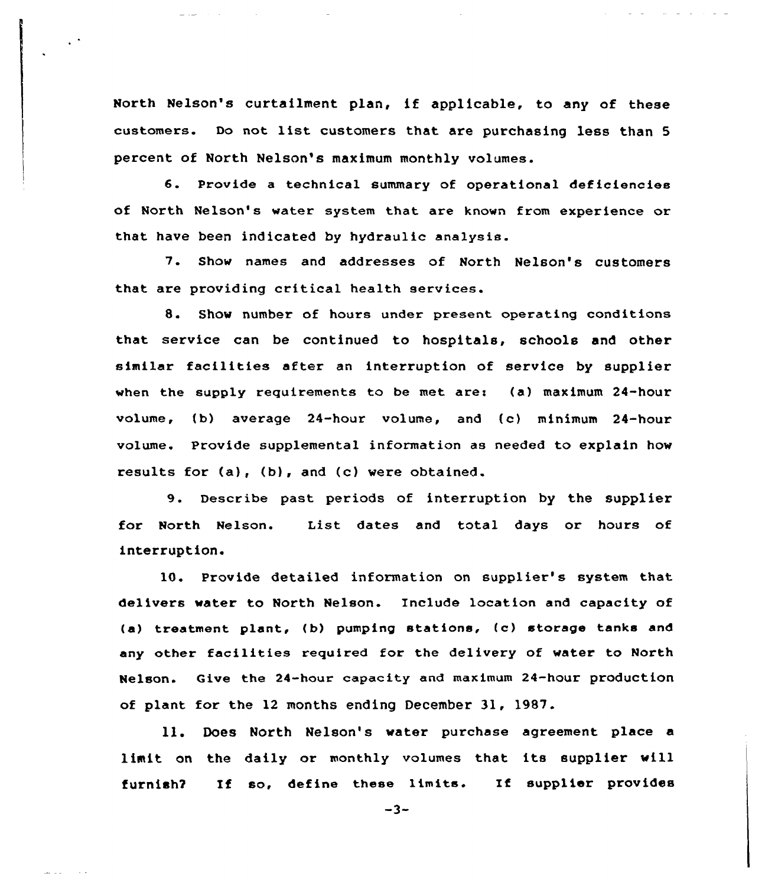North Nelson's curtailment plan, if applicable, to any of these customers. Do not list customers that are purchasing less than 5 percent of North Nelson's maximum monthly volumes.

6. Provide a technical summary of operational deficiencies of North Nelson's water system that are known from experience or that have been indicated by hydraulic analysis.

7. Show names and addresses of North Nelson's customers that are providing critical health services.

8. Show number of hours under present operating conditions that service can be continued to hospitals, schools and other similar facilities after an interruption of service by supplier when the supply requirements to be met are: (a) maximum 24-hour volume, (b) average 24-hour volume, and (c) minimum 24-hour volume. Provide supplemental information as needed to explain how results for (a), (b), and (c) were obtained.

9. Describe past periods of interruption by the supplier for North Nelson. List dates and total days or hours of interruption.

10. Provide detailed information on supplier's system that delivers water to North Nelson. Include location and capacity of (a) treatment plant, (b) pumping stations, (c) storage tanks and any other facilities required for the delivery of water to North Nelson. Give the 24-hour capacity and maximum 24-hour production of plant for the 12 months ending December 31, 1987.

11. Does North Nelson's water purchase agreement place a limit on the daily or monthly volumes that its supplier will furnish? If so, define these limits. If supplier provides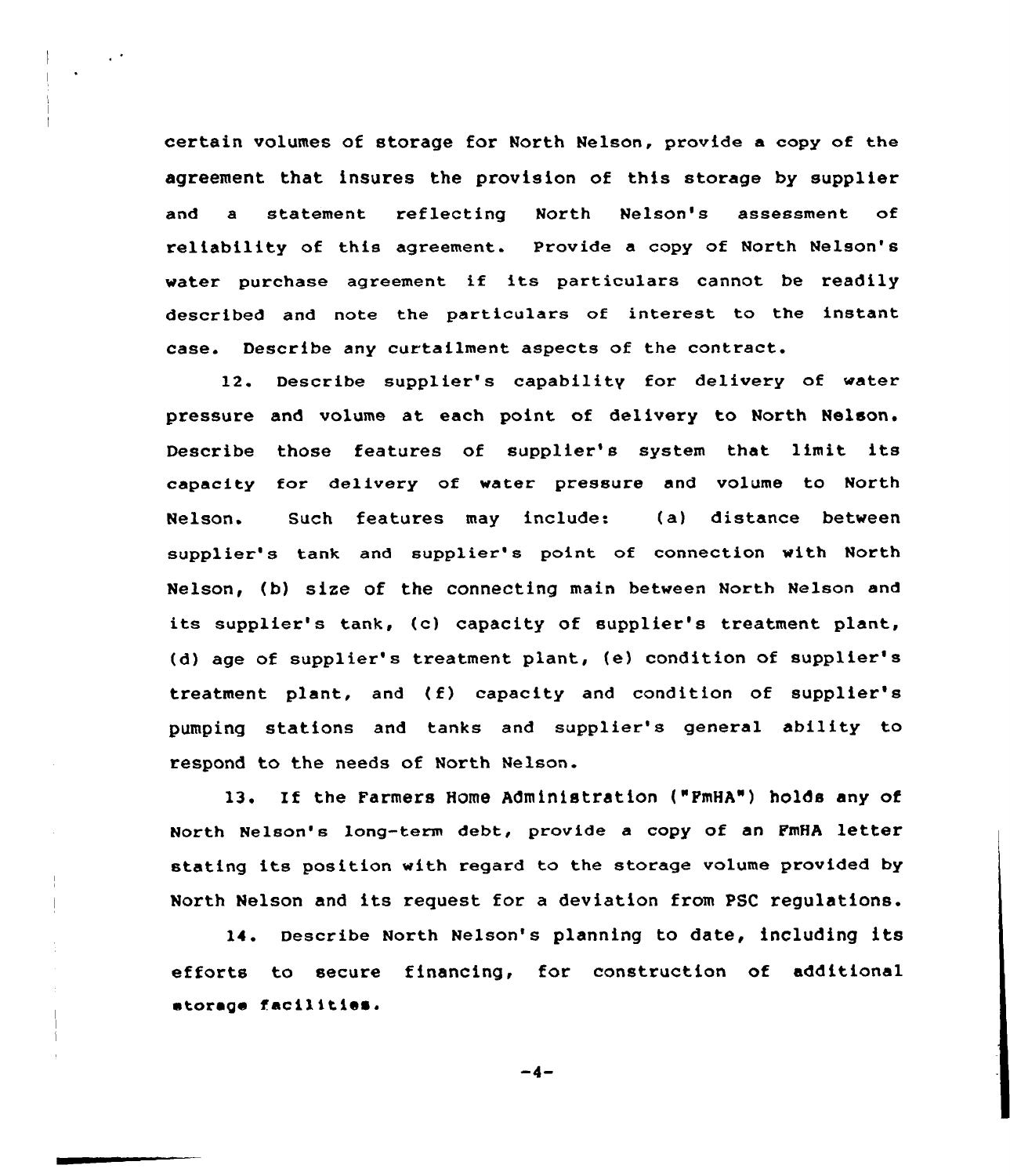certain volumes of storage for North Nelson, provide a copy of the agreement that insures the provision of this storage by supplier and a statement reflecting North Nelson's assessment of reliability of this agreement. Provide a copy of North Nelson's water purchase agreement if its particulars cannot be readily described and note the particulars of interest to the instant case. Describe any curtailment aspects of the contract.

12. Describe supplier's capability for delivery of water pressure and volume at each point of delivery to North Nelson. Describe those features of supplier's system that limit its capacity for delivery of water pressure and volume to North Nelson. Such features may include: (a) distance between supplier's tank and supplier's point of connection with North Nelson, (b) size of the connecting main between North Nelson and its supplier's tank, (c) capacity of supplier's treatment plant, (d) age of supplier's treatment plant, (e) condition of supplier's treatment plant, and (f) capacity and condition of supplier's pumping stations and tanks and supplier's general ability to respond to the needs of North Nelson.

13. If the Farmers Home Administration ("FmHA") holds any of North Nelson's long-term debt, provide a copy of an FmHA letter stating its position with regard to the storage volume provided by North Nelson and its request for a deviation from PSC regulations.

14. Describe North Nelson's planning to date, including its efforts to secure financing, for construction of additional storage facilities.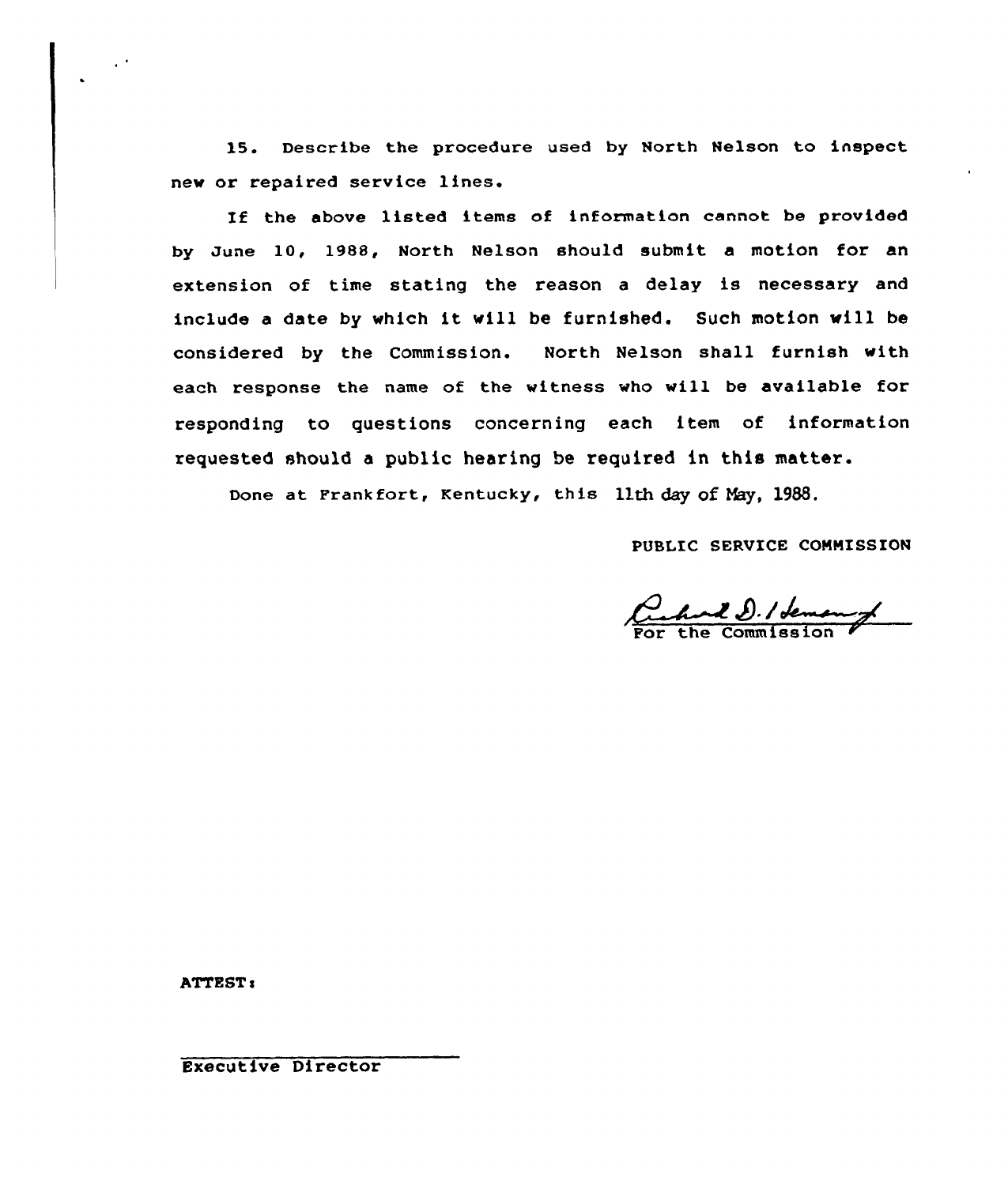15. Describe the procedure used by North Nelson to inspect new or repaired service lines.

If the above listed items of information cannot be provided by June 10, 1988, North Nelson should submit a motion for an extension of time stating the reason a delay is necessary and include a date by which it will be furnished. Such motion will be considered by the Commission. North Nelson shall furnish with each response the name of the witness who will be available for responding to questions concerning each item of information requested should a public hearing be required in this matter.

Done at Frankfort, Kentucky, this 11th day of May, 1988.

PUBLIC SERVICE COMMISSION

For the Commission

ATTEST:

Executive Director